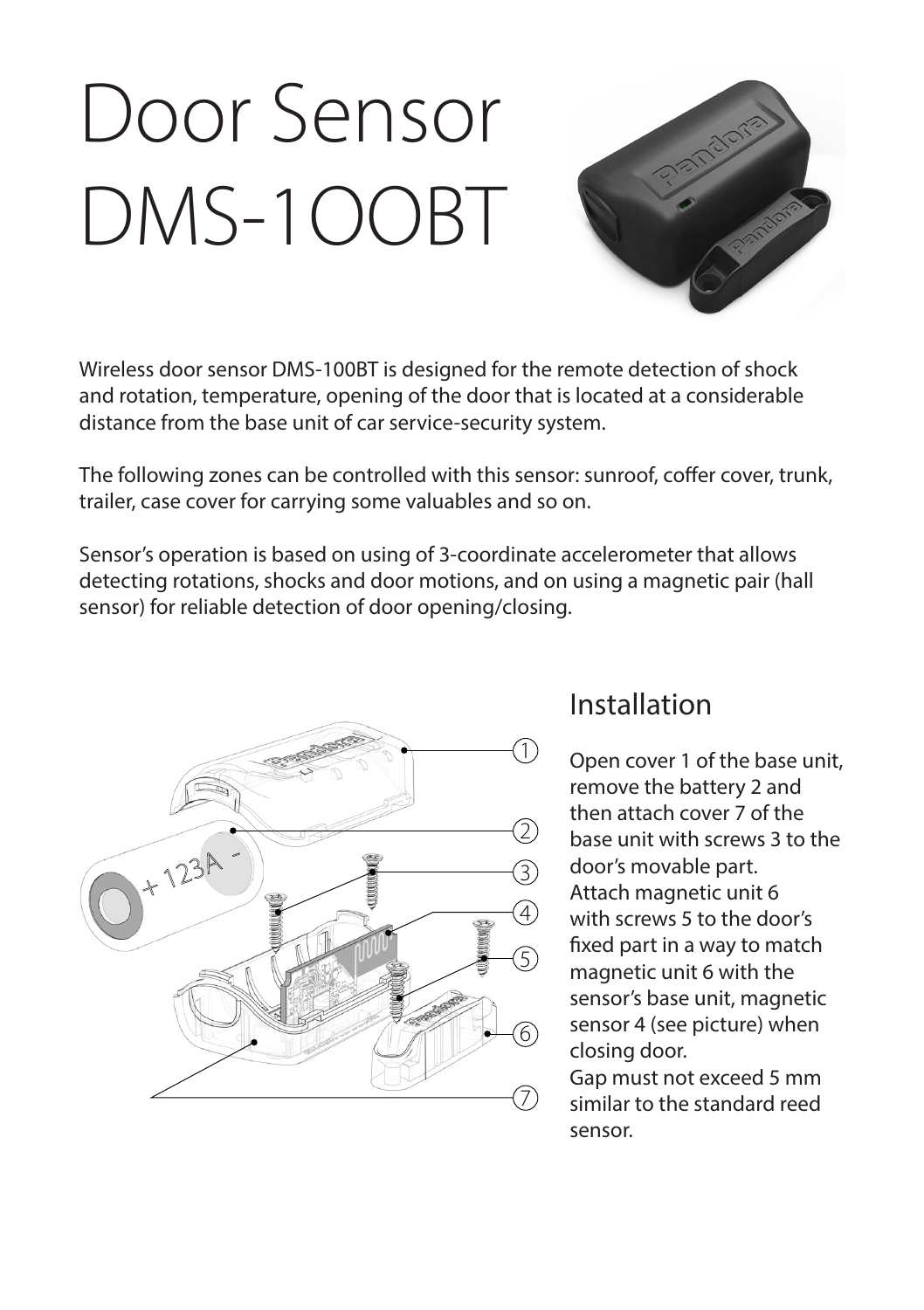# Door Sensor DMS-1OOBT

Wireless door sensor DMS-100BT is designed for the remote detection of shock and rotation, temperature, opening of the door that is located at a considerable distance from the base unit of car service-security system.

The following zones can be controlled with this sensor: sunroof, coffer cover, trunk, trailer, case cover for carrying some valuables and so on.

Sensor's operation is based on using of 3-coordinate accelerometer that allows detecting rotations, shocks and door motions, and on using a magnetic pair (hall sensor) for reliable detection of door opening/closing.

## Installation

Open cover 1 of the base unit, remove the battery 2 and then attach cover 7 of the base unit with screws 3 to the door's movable part.
Attach magnetic unit 6 with screws 5 to the door's fixed part in a way to match magnetic unit 6 with the sensor's base unit, magnetic sensor 4 (see picture) when closing door.
Gap must not exceed 5 mm similar to the standard reed sensor.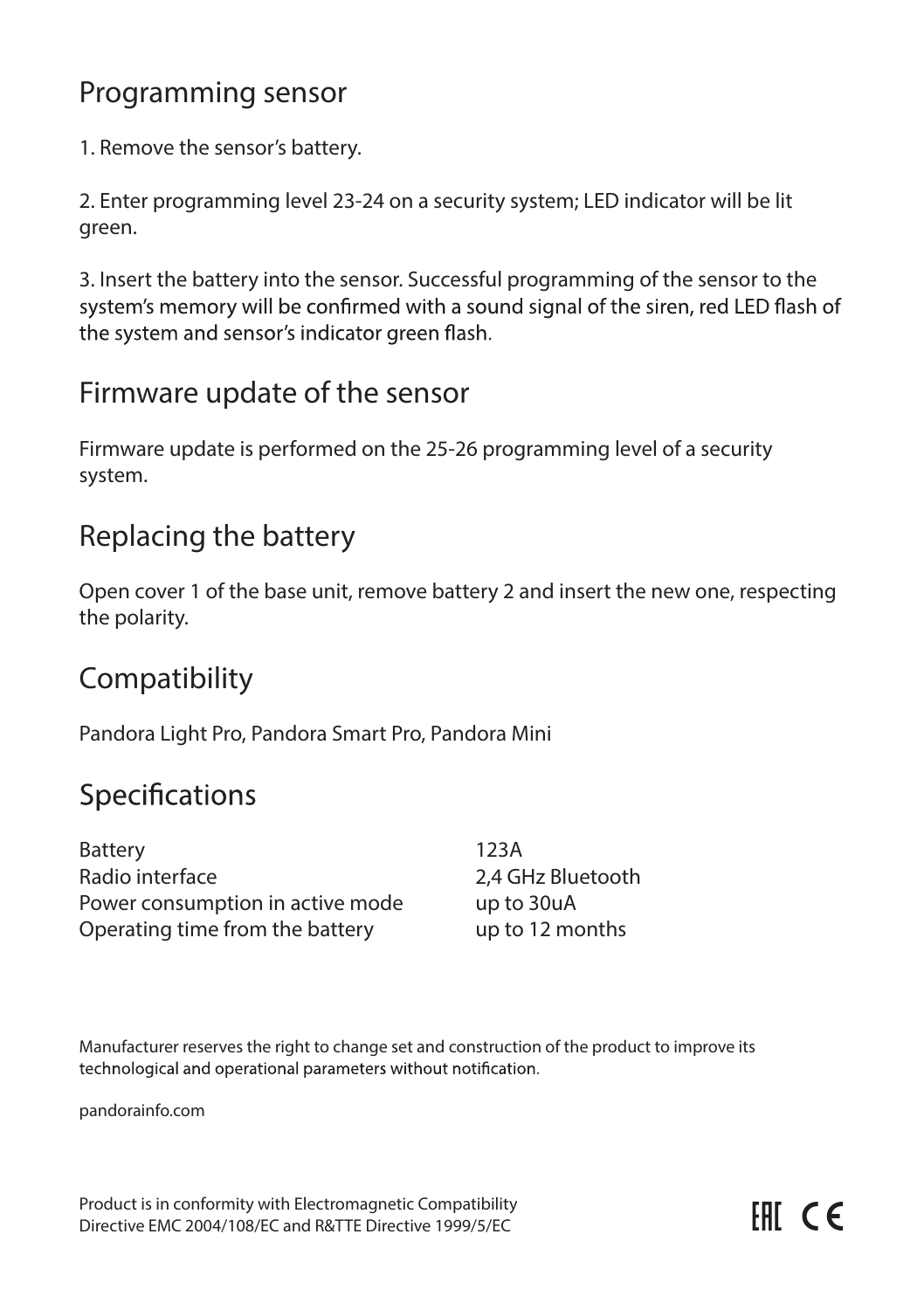## Programming sensor

1. Remove the sensor's battery.

2. Enter programming level 23-24 on a security system; LED indicator will be lit green.

3. Insert the battery into the sensor. Successful programming of the sensor to the system's memory will be confirmed with a sound signal of the siren, red LED flash of the system and sensor's indicator green flash.

## Firmware update of the sensor

Firmware update is performed on the 25-26 programming level of a security system.

## Replacing the battery

Open cover 1 of the base unit, remove battery 2 and insert the new one, respecting the polarity.

## Compatibility

Pandora Light Pro, Pandora Smart Pro, Pandora Mini

## Specifications

| | |
|---|---|
| Battery | 123A |
| Radio interface | 2,4 GHz Bluetooth |
| Power consumption in active mode | up to 30uA |
| Operating time from the battery | up to 12 months |

Manufacturer reserves the right to change set and construction of the product to improve its technological and operational parameters without notification.

pandorainfo.com

Product is in conformity with Electromagnetic Compatibility Directive EMC 2004/108/EC and R&TTE Directive 1999/5/EC

EAC CE